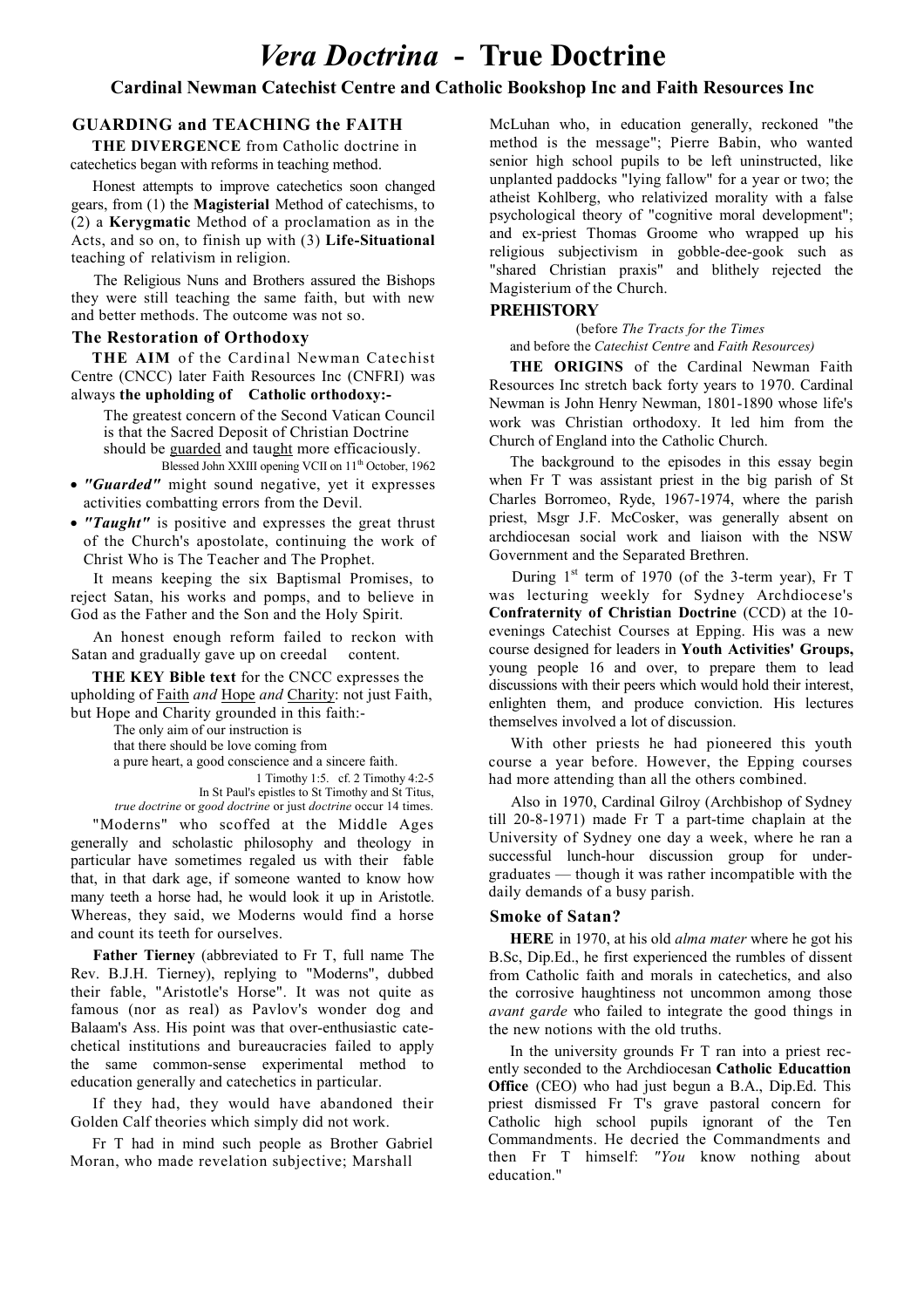# *Vera Doctrina* - True Doctrine

### Cardinal Newman Catechist Centre and Catholic Bookshop Inc and Faith Resources Inc

## GUARDING and TEACHING the FAITH

**THE DIVERGENCE** from Catholic doctrine in catechetics began with reforms in teaching method.

Honest attempts to improve catechetics soon changed gears, from (1) the **Magisterial** Method of catechisms, to (2) a **Kerygmatic** Method of a proclamation as in the Acts, and so on, to finish up with (3) **Life-Situational** teaching of relativism in religion.

The Religious Nuns and Brothers assured the Bishops they were still teaching the same faith, but with new and better methods. The outcome was not so.

### The Restoration of Orthodoxy

**THE AIM** of the Cardinal Newman Catechist Centre (CNCC) later Faith Resources Inc (CNFRI) was always **the upholding of Catholic orthodoxy:-**

> The greatest concern of the Second Vatican Council is that the Sacred Deposit of Christian Doctrine should be guarded and taught more efficaciously.
>
> Blessed John XXIII opening VCII on 11th October, 1962

- ***"Guarded"*** might sound negative, yet it expresses activities combatting errors from the Devil.
- ***"Taught"*** is positive and expresses the great thrust of the Church's apostolate, continuing the work of Christ Who is The Teacher and The Prophet.

It means keeping the six Baptismal Promises, to reject Satan, his works and pomps, and to believe in God as the Father and the Son and the Holy Spirit.

An honest enough reform failed to reckon with Satan and gradually gave up on creedal content.

**THE KEY Bible text** for the CNCC expresses the upholding of Faith *and* Hope *and* Charity: not just Faith, but Hope and Charity grounded in this faith:-

> The only aim of our instruction is
> that there should be love coming from
> a pure heart, a good conscience and a sincere faith.
>
> 1 Timothy 1:5. cf. 2 Timothy 4:2-5
>
> In St Paul's epistles to St Timothy and St Titus, *true doctrine* or *good doctrine* or just *doctrine* occur 14 times.

"Moderns" who scoffed at the Middle Ages generally and scholastic philosophy and theology in particular have sometimes regaled us with their fable that, in that dark age, if someone wanted to know how many teeth a horse had, he would look it up in Aristotle. Whereas, they said, we Moderns would find a horse and count its teeth for ourselves.

**Father Tierney** (abbreviated to Fr T, full name The Rev. B.J.H. Tierney), replying to "Moderns", dubbed their fable, "Aristotle's Horse". It was not quite as famous (nor as real) as Pavlov's wonder dog and Balaam's Ass. His point was that over-enthusiastic catechetical institutions and bureaucracies failed to apply the same common-sense experimental method to education generally and catechetics in particular.

If they had, they would have abandoned their Golden Calf theories which simply did not work.

Fr T had in mind such people as Brother Gabriel Moran, who made revelation subjective; Marshall McLuhan who, in education generally, reckoned "the method is the message"; Pierre Babin, who wanted senior high school pupils to be left uninstructed, like unplanted paddocks "lying fallow" for a year or two; the atheist Kohlberg, who relativized morality with a false psychological theory of "cognitive moral development"; and ex-priest Thomas Groome who wrapped up his religious subjectivism in gobble-dee-gook such as "shared Christian praxis" and blithely rejected the Magisterium of the Church.

### PREHISTORY

(before *The Tracts for the Times* and before the *Catechist Centre* and *Faith Resources)*

**THE ORIGINS** of the Cardinal Newman Faith Resources Inc stretch back forty years to 1970. Cardinal Newman is John Henry Newman, 1801-1890 whose life's work was Christian orthodoxy. It led him from the Church of England into the Catholic Church.

The background to the episodes in this essay begin when Fr T was assistant priest in the big parish of St Charles Borromeo, Ryde, 1967-1974, where the parish priest, Msgr J.F. McCosker, was generally absent on archdiocesan social work and liaison with the NSW Government and the Separated Brethren.

During 1st term of 1970 (of the 3-term year), Fr T was lecturing weekly for Sydney Archdiocese's **Confraternity of Christian Doctrine** (CCD) at the 10-evenings Catechist Courses at Epping. His was a new course designed for leaders in **Youth Activities' Groups,** young people 16 and over, to prepare them to lead discussions with their peers which would hold their interest, enlighten them, and produce conviction. His lectures themselves involved a lot of discussion.

With other priests he had pioneered this youth course a year before. However, the Epping courses had more attending than all the others combined.

Also in 1970, Cardinal Gilroy (Archbishop of Sydney till 20-8-1971) made Fr T a part-time chaplain at the University of Sydney one day a week, where he ran a successful lunch-hour discussion group for undergraduates — though it was rather incompatible with the daily demands of a busy parish.

### Smoke of Satan?

**HERE** in 1970, at his old *alma mater* where he got his B.Sc, Dip.Ed., he first experienced the rumbles of dissent from Catholic faith and morals in catechetics, and also the corrosive haughtiness not uncommon among those *avant garde* who failed to integrate the good things in the new notions with the old truths.

In the university grounds Fr T ran into a priest recently seconded to the Archdiocesan **Catholic Educattion Office** (CEO) who had just begun a B.A., Dip.Ed. This priest dismissed Fr T's grave pastoral concern for Catholic high school pupils ignorant of the Ten Commandments. He decried the Commandments and then Fr T himself: *"You* know nothing about education."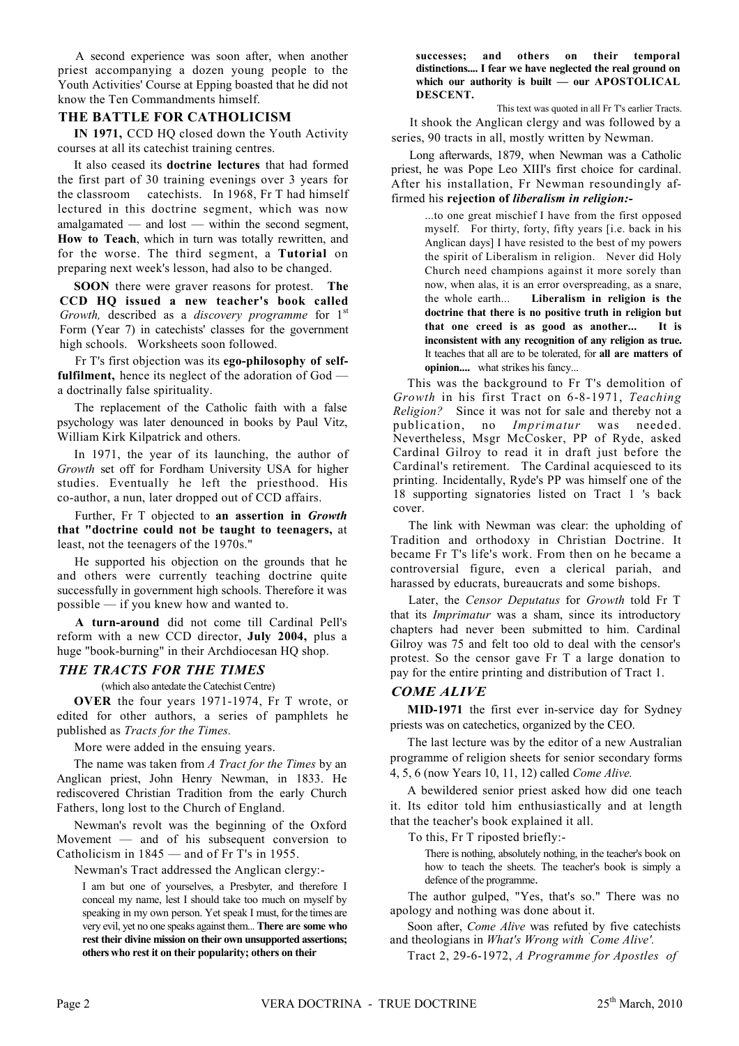A second experience was soon after, when another priest accompanying a dozen young people to the Youth Activities' Course at Epping boasted that he did not know the Ten Commandments himself.

## THE BATTLE FOR CATHOLICISM

**IN 1971,** CCD HQ closed down the Youth Activity courses at all its catechist training centres.

It also ceased its **doctrine lectures** that had formed the first part of 30 training evenings over 3 years for the classroom catechists. In 1968, Fr T had himself lectured in this doctrine segment, which was now amalgamated — and lost — within the second segment, **How to Teach**, which in turn was totally rewritten, and for the worse. The third segment, a **Tutorial** on preparing next week's lesson, had also to be changed.

**SOON** there were graver reasons for protest. **The CCD HQ issued a new teacher's book called** *Growth,* described as a *discovery programme* for 1st Form (Year 7) in catechists' classes for the government high schools. Worksheets soon followed.

Fr T's first objection was its **ego-philosophy of self-fulfilment,** hence its neglect of the adoration of God — a doctrinally false spirituality.

The replacement of the Catholic faith with a false psychology was later denounced in books by Paul Vitz, William Kirk Kilpatrick and others.

In 1971, the year of its launching, the author of *Growth* set off for Fordham University USA for higher studies. Eventually he left the priesthood. His co-author, a nun, later dropped out of CCD affairs.

Further, Fr T objected to **an assertion in** ***Growth*** **that "doctrine could not be taught to teenagers,** at least, not the teenagers of the 1970s."

He supported his objection on the grounds that he and others were currently teaching doctrine quite successfully in government high schools. Therefore it was possible — if you knew how and wanted to.

**A turn-around** did not come till Cardinal Pell's reform with a new CCD director, **July 2004,** plus a huge "book-burning" in their Archdiocesan HQ shop.

## *THE TRACTS FOR THE TIMES*

(which also antedate the Catechist Centre)

**OVER** the four years 1971-1974, Fr T wrote, or edited for other authors, a series of pamphlets he published as *Tracts for the Times.*

More were added in the ensuing years.

The name was taken from *A Tract for the Times* by an Anglican priest, John Henry Newman, in 1833. He rediscovered Christian Tradition from the early Church Fathers, long lost to the Church of England.

Newman's revolt was the beginning of the Oxford Movement — and of his subsequent conversion to Catholicism in 1845 — and of Fr T's in 1955.

Newman's Tract addressed the Anglican clergy:-

> I am but one of yourselves, a Presbyter, and therefore I conceal my name, lest I should take too much on myself by speaking in my own person. Yet speak I must, for the times are very evil, yet no one speaks against them... **There are some who rest their divine mission on their own unsupported assertions; others who rest it on their popularity; others on their successes; and others on their temporal distinctions.... I fear we have neglected the real ground on which our authority is built — our APOSTOLICAL DESCENT.**

This text was quoted in all Fr T's earlier Tracts.

It shook the Anglican clergy and was followed by a series, 90 tracts in all, mostly written by Newman.

Long afterwards, 1879, when Newman was a Catholic priest, he was Pope Leo XIII's first choice for cardinal. After his installation, Fr Newman resoundingly affirmed his **rejection of** ***liberalism in religion:-***

> ...to one great mischief I have from the first opposed myself. For thirty, forty, fifty years [i.e. back in his Anglican days] I have resisted to the best of my powers the spirit of Liberalism in religion. Never did Holy Church need champions against it more sorely than now, when alas, it is an error overspreading, as a snare, the whole earth... **Liberalism in religion is the doctrine that there is no positive truth in religion but that one creed is as good as another... It is inconsistent with any recognition of any religion as true.** It teaches that all are to be tolerated, for **all are matters of opinion....** what strikes his fancy...

This was the background to Fr T's demolition of *Growth* in his first Tract on 6-8-1971, *Teaching Religion?* Since it was not for sale and thereby not a publication, no *Imprimatur* was needed. Nevertheless, Msgr McCosker, PP of Ryde, asked Cardinal Gilroy to read it in draft just before the Cardinal's retirement. The Cardinal acquiesced to its printing. Incidentally, Ryde's PP was himself one of the 18 supporting signatories listed on Tract 1 's back cover.

The link with Newman was clear: the upholding of Tradition and orthodoxy in Christian Doctrine. It became Fr T's life's work. From then on he became a controversial figure, even a clerical pariah, and harassed by educrats, bureaucrats and some bishops.

Later, the *Censor Deputatus* for *Growth* told Fr T that its *Imprimatur* was a sham, since its introductory chapters had never been submitted to him. Cardinal Gilroy was 75 and felt too old to deal with the censor's protest. So the censor gave Fr T a large donation to pay for the entire printing and distribution of Tract 1.

## *COME ALIVE*

**MID-1971** the first ever in-service day for Sydney priests was on catechetics, organized by the CEO.

The last lecture was by the editor of a new Australian programme of religion sheets for senior secondary forms 4, 5, 6 (now Years 10, 11, 12) called *Come Alive.*

A bewildered senior priest asked how did one teach it. Its editor told him enthusiastically and at length that the teacher's book explained it all.

To this, Fr T riposted briefly:-

> There is nothing, absolutely nothing, in the teacher's book on how to teach the sheets. The teacher's book is simply a defence of the programme.

The author gulped, "Yes, that's so." There was no apology and nothing was done about it.

Soon after, *Come Alive* was refuted by five catechists and theologians in *What's Wrong with 'Come Alive'.*

Tract 2, 29-6-1972, *A Programme for Apostles of*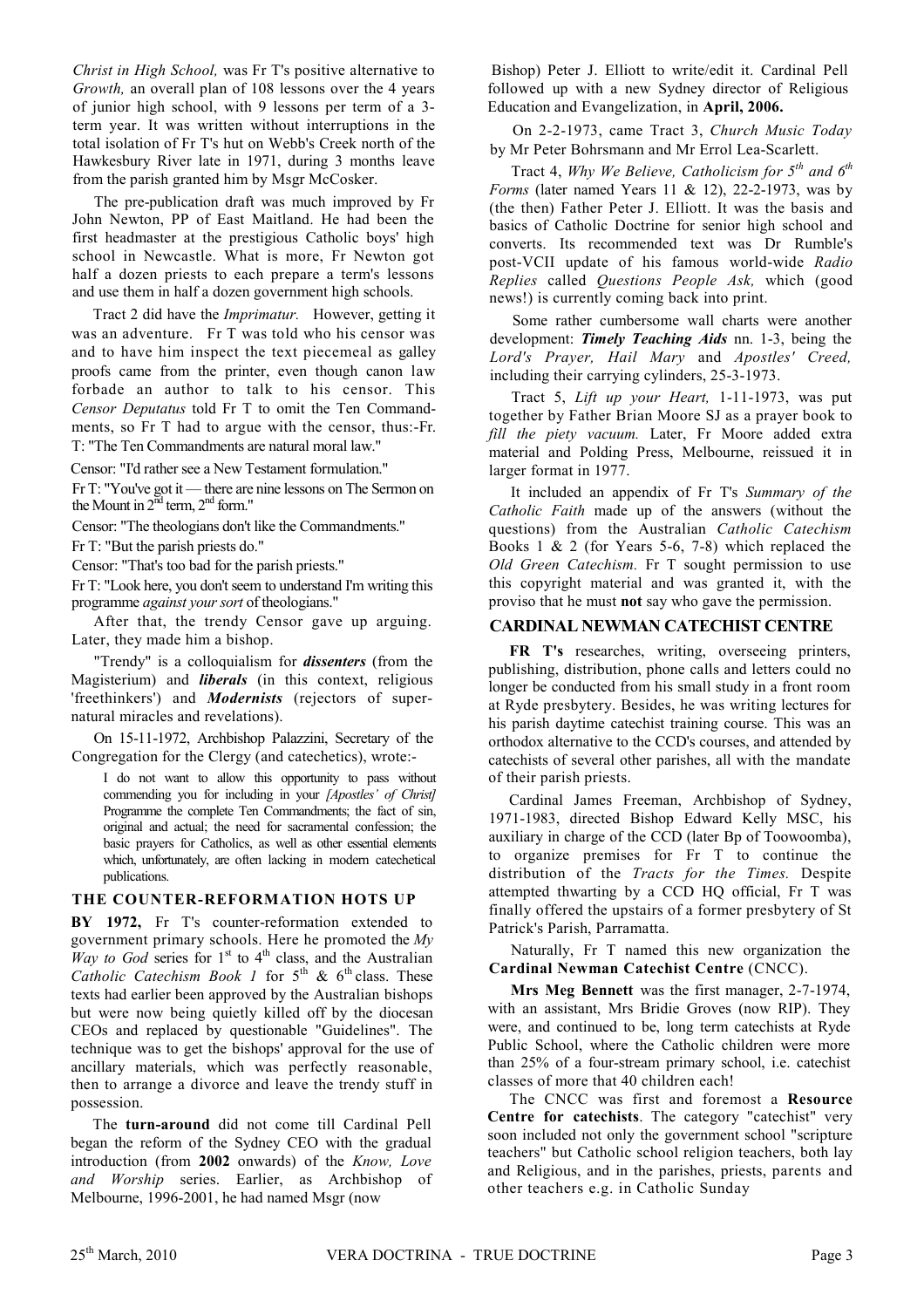*Christ in High School,* was Fr T's positive alternative to *Growth,* an overall plan of 108 lessons over the 4 years of junior high school, with 9 lessons per term of a 3-term year. It was written without interruptions in the total isolation of Fr T's hut on Webb's Creek north of the Hawkesbury River late in 1971, during 3 months leave from the parish granted him by Msgr McCosker.

The pre-publication draft was much improved by Fr John Newton, PP of East Maitland. He had been the first headmaster at the prestigious Catholic boys' high school in Newcastle. What is more, Fr Newton got half a dozen priests to each prepare a term's lessons and use them in half a dozen government high schools.

Tract 2 did have the *Imprimatur.* However, getting it was an adventure. Fr T was told who his censor was and to have him inspect the text piecemeal as galley proofs came from the printer, even though canon law forbade an author to talk to his censor. This *Censor Deputatus* told Fr T to omit the Ten Commandments, so Fr T had to argue with the censor, thus:-Fr. T: "The Ten Commandments are natural moral law."

Censor: "I'd rather see a New Testament formulation."

Fr T: "You've got it — there are nine lessons on The Sermon on the Mount in 2nd term, 2nd form."

Censor: "The theologians don't like the Commandments."

Fr T: "But the parish priests do."

Censor: "That's too bad for the parish priests."

Fr T: "Look here, you don't seem to understand I'm writing this programme *against your sort* of theologians."

After that, the trendy Censor gave up arguing. Later, they made him a bishop.

"Trendy" is a colloquialism for ***dissenters*** (from the Magisterium) and ***liberals*** (in this context, religious 'freethinkers') and ***Modernists*** (rejectors of supernatural miracles and revelations).

On 15-11-1972, Archbishop Palazzini, Secretary of the Congregation for the Clergy (and catechetics), wrote:-

> I do not want to allow this opportunity to pass without commending you for including in your *[Apostles' of Christ]* Programme the complete Ten Commandments; the fact of sin, original and actual; the need for sacramental confession; the basic prayers for Catholics, as well as other essential elements which, unfortunately, are often lacking in modern catechetical publications.

## THE COUNTER-REFORMATION HOTS UP

**BY 1972,** Fr T's counter-reformation extended to government primary schools. Here he promoted the *My Way to God* series for 1st to 4th class, and the Australian *Catholic Catechism Book 1* for 5th & 6th class. These texts had earlier been approved by the Australian bishops but were now being quietly killed off by the diocesan CEOs and replaced by questionable "Guidelines". The technique was to get the bishops' approval for the use of ancillary materials, which was perfectly reasonable, then to arrange a divorce and leave the trendy stuff in possession.

The **turn-around** did not come till Cardinal Pell began the reform of the Sydney CEO with the gradual introduction (from **2002** onwards) of the *Know, Love and Worship* series. Earlier, as Archbishop of Melbourne, 1996-2001, he had named Msgr (now Bishop) Peter J. Elliott to write/edit it. Cardinal Pell followed up with a new Sydney director of Religious Education and Evangelization, in **April, 2006.**

On 2-2-1973, came Tract 3, *Church Music Today* by Mr Peter Bohrsmann and Mr Errol Lea-Scarlett.

Tract 4, *Why We Believe, Catholicism for 5th and 6th Forms* (later named Years 11 & 12), 22-2-1973, was by (the then) Father Peter J. Elliott. It was the basis and basics of Catholic Doctrine for senior high school and converts. Its recommended text was Dr Rumble's post-VCII update of his famous world-wide *Radio Replies* called *Questions People Ask,* which (good news!) is currently coming back into print.

Some rather cumbersome wall charts were another development: ***Timely Teaching Aids*** nn. 1-3, being the *Lord's Prayer, Hail Mary* and *Apostles' Creed,* including their carrying cylinders, 25-3-1973.

Tract 5, *Lift up your Heart,* 1-11-1973, was put together by Father Brian Moore SJ as a prayer book to *fill the piety vacuum.* Later, Fr Moore added extra material and Polding Press, Melbourne, reissued it in larger format in 1977.

It included an appendix of Fr T's *Summary of the Catholic Faith* made up of the answers (without the questions) from the Australian *Catholic Catechism* Books 1 & 2 (for Years 5-6, 7-8) which replaced the *Old Green Catechism.* Fr T sought permission to use this copyright material and was granted it, with the proviso that he must **not** say who gave the permission.

## CARDINAL NEWMAN CATECHIST CENTRE

**FR T's** researches, writing, overseeing printers, publishing, distribution, phone calls and letters could no longer be conducted from his small study in a front room at Ryde presbytery. Besides, he was writing lectures for his parish daytime catechist training course. This was an orthodox alternative to the CCD's courses, and attended by catechists of several other parishes, all with the mandate of their parish priests.

Cardinal James Freeman, Archbishop of Sydney, 1971-1983, directed Bishop Edward Kelly MSC, his auxiliary in charge of the CCD (later Bp of Toowoomba), to organize premises for Fr T to continue the distribution of the *Tracts for the Times.* Despite attempted thwarting by a CCD HQ official, Fr T was finally offered the upstairs of a former presbytery of St Patrick's Parish, Parramatta.

Naturally, Fr T named this new organization the **Cardinal Newman Catechist Centre** (CNCC).

**Mrs Meg Bennett** was the first manager, 2-7-1974, with an assistant, Mrs Bridie Groves (now RIP). They were, and continued to be, long term catechists at Ryde Public School, where the Catholic children were more than 25% of a four-stream primary school, i.e. catechist classes of more that 40 children each!

The CNCC was first and foremost a **Resource Centre for catechists**. The category "catechist" very soon included not only the government school "scripture teachers" but Catholic school religion teachers, both lay and Religious, and in the parishes, priests, parents and other teachers e.g. in Catholic Sunday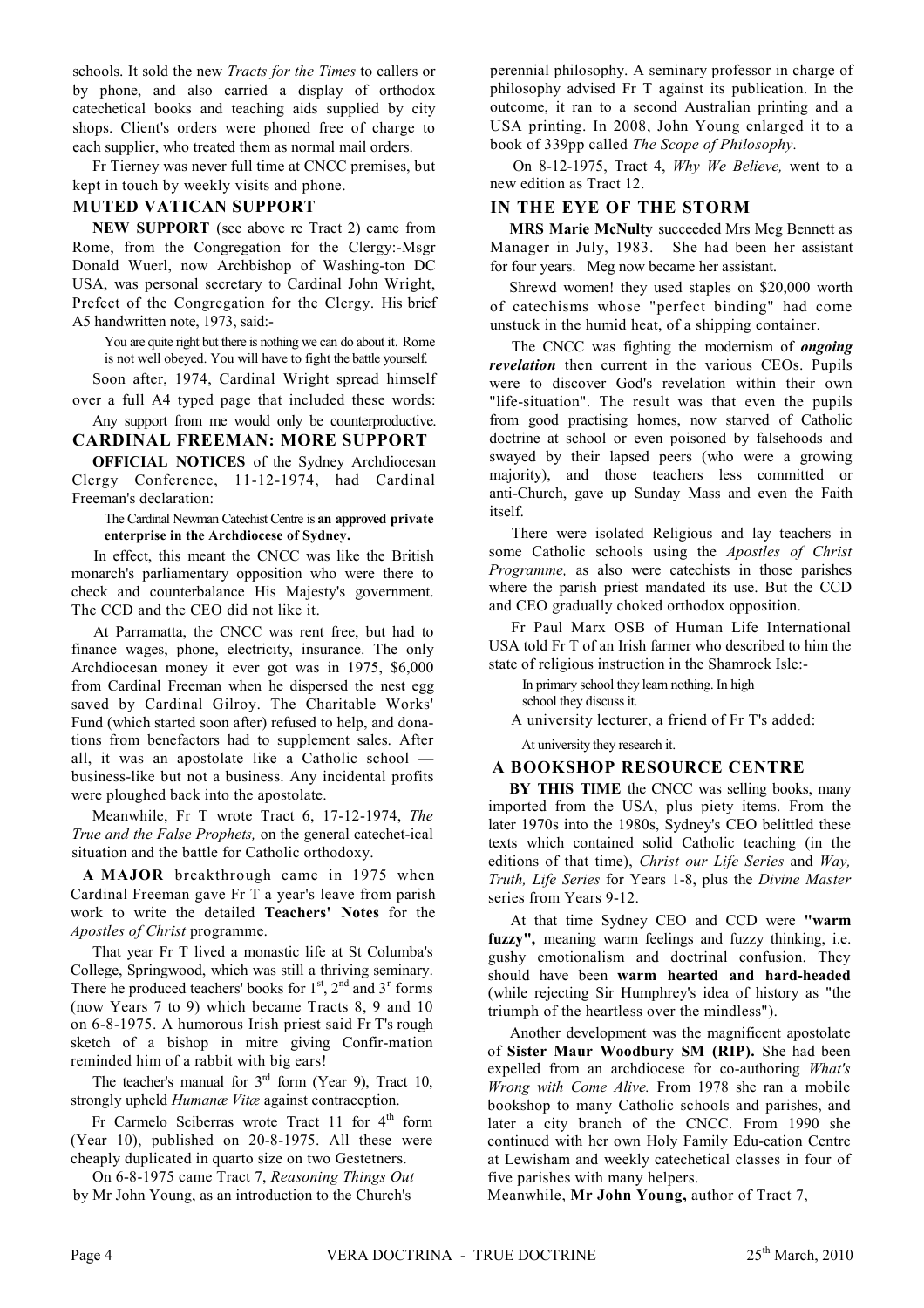schools. It sold the new *Tracts for the Times* to callers or by phone, and also carried a display of orthodox catechetical books and teaching aids supplied by city shops. Client's orders were phoned free of charge to each supplier, who treated them as normal mail orders.

Fr Tierney was never full time at CNCC premises, but kept in touch by weekly visits and phone.

## MUTED VATICAN SUPPORT

**NEW SUPPORT** (see above re Tract 2) came from Rome, from the Congregation for the Clergy:-Msgr Donald Wuerl, now Archbishop of Washing-ton DC USA, was personal secretary to Cardinal John Wright, Prefect of the Congregation for the Clergy. His brief A5 handwritten note, 1973, said:-

> You are quite right but there is nothing we can do about it. Rome is not well obeyed. You will have to fight the battle yourself.

Soon after, 1974, Cardinal Wright spread himself over a full A4 typed page that included these words:

> Any support from me would only be counterproductive.

## CARDINAL FREEMAN: MORE SUPPORT

**OFFICIAL NOTICES** of the Sydney Archdiocesan Clergy Conference, 11-12-1974, had Cardinal Freeman's declaration:

> The Cardinal Newman Catechist Centre is **an approved private enterprise in the Archdiocese of Sydney.**

In effect, this meant the CNCC was like the British monarch's parliamentary opposition who were there to check and counterbalance His Majesty's government. The CCD and the CEO did not like it.

At Parramatta, the CNCC was rent free, but had to finance wages, phone, electricity, insurance. The only Archdiocesan money it ever got was in 1975, $6,000 from Cardinal Freeman when he dispersed the nest egg saved by Cardinal Gilroy. The Charitable Works' Fund (which started soon after) refused to help, and donations from benefactors had to supplement sales. After all, it was an apostolate like a Catholic school — business-like but not a business. Any incidental profits were ploughed back into the apostolate.

Meanwhile, Fr T wrote Tract 6, 17-12-1974, *The True and the False Prophets,* on the general catechet-ical situation and the battle for Catholic orthodoxy.

**A MAJOR** breakthrough came in 1975 when Cardinal Freeman gave Fr T a year's leave from parish work to write the detailed **Teachers' Notes** for the *Apostles of Christ* programme.

That year Fr T lived a monastic life at St Columba's College, Springwood, which was still a thriving seminary. There he produced teachers' books for 1st, 2nd and 3r forms (now Years 7 to 9) which became Tracts 8, 9 and 10 on 6-8-1975. A humorous Irish priest said Fr T's rough sketch of a bishop in mitre giving Confir-mation reminded him of a rabbit with big ears!

The teacher's manual for 3rd form (Year 9), Tract 10, strongly upheld *Humanæ Vitæ* against contraception.

Fr Carmelo Sciberras wrote Tract 11 for 4th form (Year 10), published on 20-8-1975. All these were cheaply duplicated in quarto size on two Gestetners.

On 6-8-1975 came Tract 7, *Reasoning Things Out* by Mr John Young, as an introduction to the Church's perennial philosophy. A seminary professor in charge of philosophy advised Fr T against its publication. In the outcome, it ran to a second Australian printing and a USA printing. In 2008, John Young enlarged it to a book of 339pp called *The Scope of Philosophy.*

On 8-12-1975, Tract 4, *Why We Believe,* went to a new edition as Tract 12.

## IN THE EYE OF THE STORM

**MRS Marie McNulty** succeeded Mrs Meg Bennett as Manager in July, 1983. She had been her assistant for four years. Meg now became her assistant.

Shrewd women! they used staples on $20,000 worth of catechisms whose "perfect binding" had come unstuck in the humid heat, of a shipping container.

The CNCC was fighting the modernism of ***ongoing revelation*** then current in the various CEOs. Pupils were to discover God's revelation within their own "life-situation". The result was that even the pupils from good practising homes, now starved of Catholic doctrine at school or even poisoned by falsehoods and swayed by their lapsed peers (who were a growing majority), and those teachers less committed or anti-Church, gave up Sunday Mass and even the Faith itself.

There were isolated Religious and lay teachers in some Catholic schools using the *Apostles of Christ Programme,* as also were catechists in those parishes where the parish priest mandated its use. But the CCD and CEO gradually choked orthodox opposition.

Fr Paul Marx OSB of Human Life International USA told Fr T of an Irish farmer who described to him the state of religious instruction in the Shamrock Isle:-

> In primary school they learn nothing. In high school they discuss it.

A university lecturer, a friend of Fr T's added:

> At university they research it.

## A BOOKSHOP RESOURCE CENTRE

**BY THIS TIME** the CNCC was selling books, many imported from the USA, plus piety items. From the later 1970s into the 1980s, Sydney's CEO belittled these texts which contained solid Catholic teaching (in the editions of that time), *Christ our Life Series* and *Way, Truth, Life Series* for Years 1-8, plus the *Divine Master* series from Years 9-12.

At that time Sydney CEO and CCD were **"warm fuzzy",** meaning warm feelings and fuzzy thinking, i.e. gushy emotionalism and doctrinal confusion. They should have been **warm hearted and hard-headed** (while rejecting Sir Humphrey's idea of history as "the triumph of the heartless over the mindless").

Another development was the magnificent apostolate of **Sister Maur Woodbury SM (RIP).** She had been expelled from an archdiocese for co-authoring *What's Wrong with Come Alive.* From 1978 she ran a mobile bookshop to many Catholic schools and parishes, and later a city branch of the CNCC. From 1990 she continued with her own Holy Family Edu-cation Centre at Lewisham and weekly catechetical classes in four of five parishes with many helpers.

Meanwhile, **Mr John Young,** author of Tract 7,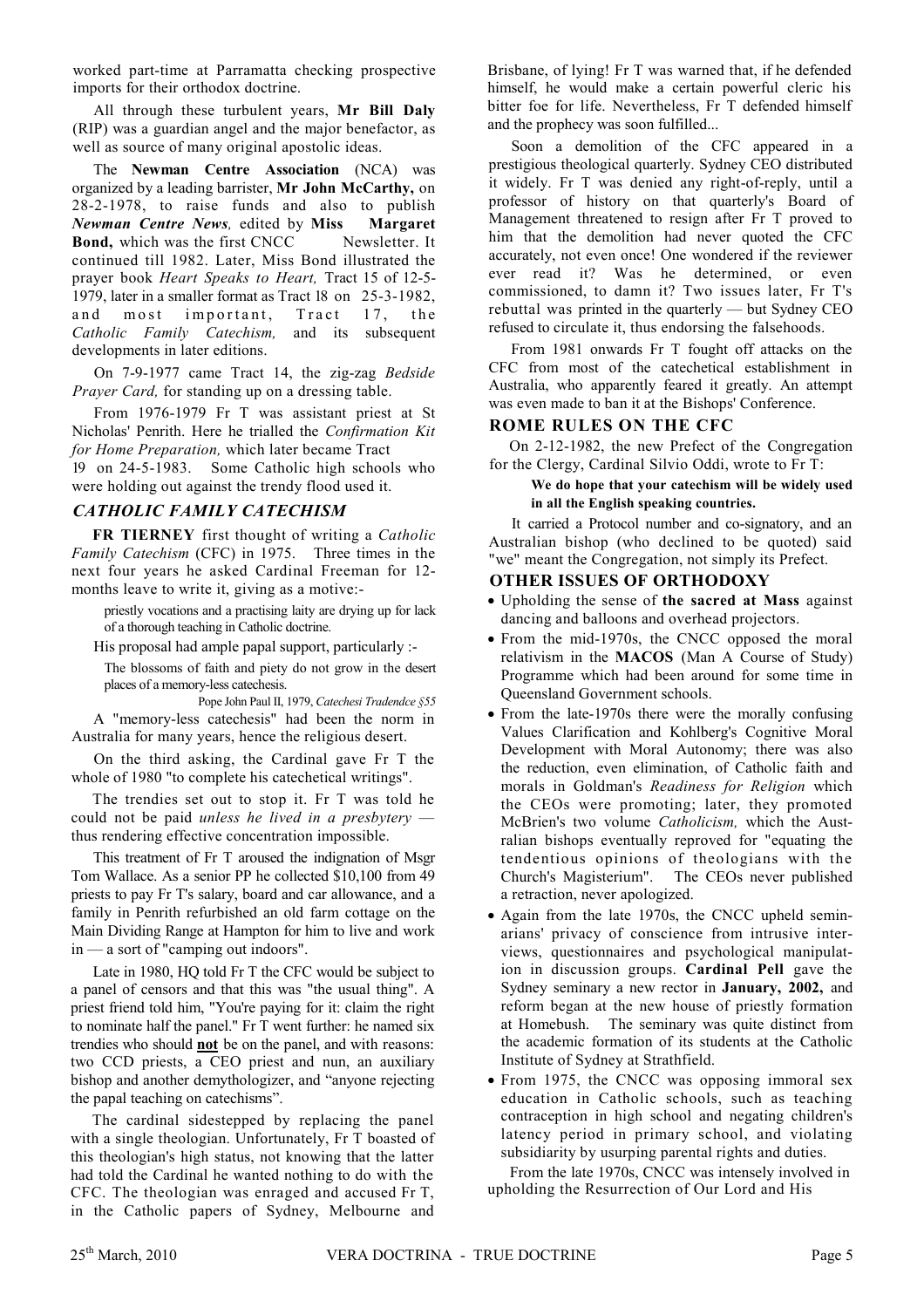worked part-time at Parramatta checking prospective imports for their orthodox doctrine.

All through these turbulent years, **Mr Bill Daly** (RIP) was a guardian angel and the major benefactor, as well as source of many original apostolic ideas.

The **Newman Centre Association** (NCA) was organized by a leading barrister, **Mr John McCarthy,** on 28-2-1978, to raise funds and also to publish ***Newman Centre News,*** edited by **Miss Margaret Bond,** which was the first CNCC Newsletter. It continued till 1982. Later, Miss Bond illustrated the prayer book *Heart Speaks to Heart,* Tract 15 of 12-5-1979, later in a smaller format as Tract 18 on 25-3-1982, and most important, Tract 17, the *Catholic Family Catechism,* and its subsequent developments in later editions.

On 7-9-1977 came Tract 14, the zig-zag *Bedside Prayer Card,* for standing up on a dressing table.

From 1976-1979 Fr T was assistant priest at St Nicholas' Penrith. Here he trialled the *Confirmation Kit for Home Preparation,* which later became Tract 19 on 24-5-1983. Some Catholic high schools who were holding out against the trendy flood used it.

## *CATHOLIC FAMILY CATECHISM*

**FR TIERNEY** first thought of writing a *Catholic Family Catechism* (CFC) in 1975. Three times in the next four years he asked Cardinal Freeman for 12-months leave to write it, giving as a motive:-

> priestly vocations and a practising laity are drying up for lack of a thorough teaching in Catholic doctrine.

His proposal had ample papal support, particularly :-

> The blossoms of faith and piety do not grow in the desert places of a memory-less catechesis.
>
> Pope John Paul II, 1979, *Catechesi Tradendce §55*

A "memory-less catechesis" had been the norm in Australia for many years, hence the religious desert.

On the third asking, the Cardinal gave Fr T the whole of 1980 "to complete his catechetical writings".

The trendies set out to stop it. Fr T was told he could not be paid *unless he lived in a presbytery* — thus rendering effective concentration impossible.

This treatment of Fr T aroused the indignation of Msgr Tom Wallace. As a senior PP he collected $10,100 from 49 priests to pay Fr T's salary, board and car allowance, and a family in Penrith refurbished an old farm cottage on the Main Dividing Range at Hampton for him to live and work in — a sort of "camping out indoors".

Late in 1980, HQ told Fr T the CFC would be subject to a panel of censors and that this was "the usual thing". A priest friend told him, "You're paying for it: claim the right to nominate half the panel." Fr T went further: he named six trendies who should **not** be on the panel, and with reasons: two CCD priests, a CEO priest and nun, an auxiliary bishop and another demythologizer, and "anyone rejecting the papal teaching on catechisms".

The cardinal sidestepped by replacing the panel with a single theologian. Unfortunately, Fr T boasted of this theologian's high status, not knowing that the latter had told the Cardinal he wanted nothing to do with the CFC. The theologian was enraged and accused Fr T, in the Catholic papers of Sydney, Melbourne and Brisbane, of lying! Fr T was warned that, if he defended himself, he would make a certain powerful cleric his bitter foe for life. Nevertheless, Fr T defended himself and the prophecy was soon fulfilled...

Soon a demolition of the CFC appeared in a prestigious theological quarterly. Sydney CEO distributed it widely. Fr T was denied any right-of-reply, until a professor of history on that quarterly's Board of Management threatened to resign after Fr T proved to him that the demolition had never quoted the CFC accurately, not even once! One wondered if the reviewer ever read it? Was he determined, or even commissioned, to damn it? Two issues later, Fr T's rebuttal was printed in the quarterly — but Sydney CEO refused to circulate it, thus endorsing the falsehoods.

From 1981 onwards Fr T fought off attacks on the CFC from most of the catechetical establishment in Australia, who apparently feared it greatly. An attempt was even made to ban it at the Bishops' Conference.

## ROME RULES ON THE CFC

On 2-12-1982, the new Prefect of the Congregation for the Clergy, Cardinal Silvio Oddi, wrote to Fr T:

> **We do hope that your catechism will be widely used in all the English speaking countries.**

It carried a Protocol number and co-signatory, and an Australian bishop (who declined to be quoted) said "we" meant the Congregation, not simply its Prefect.

## OTHER ISSUES OF ORTHODOXY

- Upholding the sense of **the sacred at Mass** against dancing and balloons and overhead projectors.
- From the mid-1970s, the CNCC opposed the moral relativism in the **MACOS** (Man A Course of Study) Programme which had been around for some time in Queensland Government schools.
- From the late-1970s there were the morally confusing Values Clarification and Kohlberg's Cognitive Moral Development with Moral Autonomy; there was also the reduction, even elimination, of Catholic faith and morals in Goldman's *Readiness for Religion* which the CEOs were promoting; later, they promoted McBrien's two volume *Catholicism,* which the Australian bishops eventually reproved for "equating the tendentious opinions of theologians with the Church's Magisterium". The CEOs never published a retraction, never apologized.
- Again from the late 1970s, the CNCC upheld seminarians' privacy of conscience from intrusive interviews, questionnaires and psychological manipulation in discussion groups. **Cardinal Pell** gave the Sydney seminary a new rector in **January, 2002,** and reform began at the new house of priestly formation at Homebush. The seminary was quite distinct from the academic formation of its students at the Catholic Institute of Sydney at Strathfield.
- From 1975, the CNCC was opposing immoral sex education in Catholic schools, such as teaching contraception in high school and negating children's latency period in primary school, and violating subsidiarity by usurping parental rights and duties.

From the late 1970s, CNCC was intensely involved in upholding the Resurrection of Our Lord and His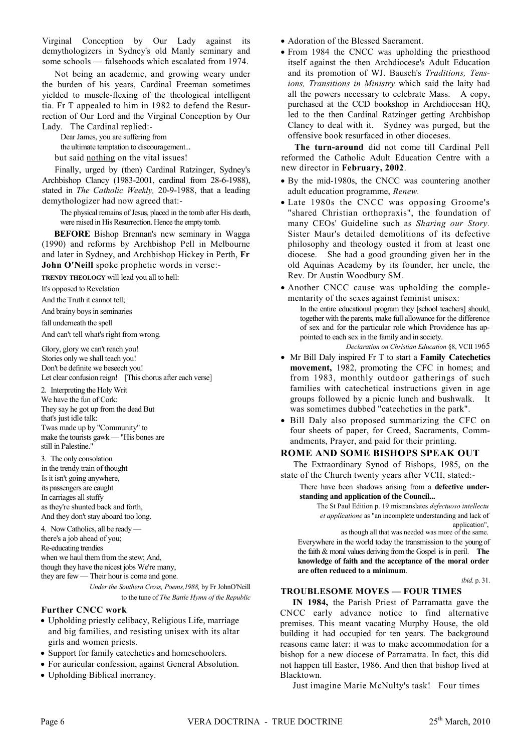Virginal Conception by Our Lady against its demythologizers in Sydney's old Manly seminary and some schools — falsehoods which escalated from 1974.

Not being an academic, and growing weary under the burden of his years, Cardinal Freeman sometimes yielded to muscle-flexing of the theological intelligent tia. Fr T appealed to him in 1982 to defend the Resurrection of Our Lord and the Virginal Conception by Our Lady. The Cardinal replied:-

> Dear James, you are suffering from
> the ultimate temptation to discouragement...

but said <u>nothing</u> on the vital issues!

Finally, urged by (then) Cardinal Ratzinger, Sydney's Archbishop Clancy (1983-2001, cardinal from 28-6-1988), stated in *The Catholic Weekly,* 20-9-1988, that a leading demythologizer had now agreed that:-

> The physical remains of Jesus, placed in the tomb after His death, were raised in His Resurrection. Hence the empty tomb.

**BEFORE** Bishop Brennan's new seminary in Wagga (1990) and reforms by Archbishop Pell in Melbourne and later in Sydney, and Archbishop Hickey in Perth, **Fr John O'Neill** spoke prophetic words in verse:-

**TRENDY THEOLOGY** will lead you all to hell:
It's opposed to Revelation
And the Truth it cannot tell;
And brainy boys in seminaries
fall underneath the spell
And can't tell what's right from wrong.

Glory, glory we can't reach you!
Stories only we shall teach you!
Don't be definite we beseech you!
Let clear confusion reign! [This chorus after each verse]

2. Interpreting the Holy Writ
We have the fun of Cork:
They say he got up from the dead But
that's just idle talk:
Twas made up by "Community" to
make the tourists gawk — "His bones are
still in Palestine."

3. The only consolation
in the trendy train of thought
Is it isn't going anywhere,
its passengers are caught
In carriages all stuffy
as they're shunted back and forth,
And they don't stay aboard too long.

4. Now Catholics, all be ready —
there's a job ahead of you;
Re-educating trendies
when we haul them from the stew; And,
though they have the nicest jobs We're many,
they are few — Their hour is come and gone.

*Under the Southern Cross, Poems,1988,* by Fr JohnO'Neill
to the tune of *The Battle Hymn of the Republic*

### Further CNCC work

- Upholding priestly celibacy, Religious Life, marriage and big families, and resisting unisex with its altar girls and women priests.
- Support for family catechetics and homeschoolers.
- For auricular confession, against General Absolution.
- Upholding Biblical inerrancy.
- Adoration of the Blessed Sacrament.
- From 1984 the CNCC was upholding the priesthood itself against the then Archdiocese's Adult Education and its promotion of WJ. Bausch's *Traditions, Tensions, Transitions in Ministry* which said the laity had all the powers necessary to celebrate Mass. A copy, purchased at the CCD bookshop in Archdiocesan HQ, led to the then Cardinal Ratzinger getting Archbishop Clancy to deal with it. Sydney was purged, but the offensive book resurfaced in other dioceses.

**The turn-around** did not come till Cardinal Pell reformed the Catholic Adult Education Centre with a new director in **February, 2002**.

- By the mid-1980s, the CNCC was countering another adult education programme, *Renew.*
- Late 1980s the CNCC was opposing Groome's "shared Christian orthopraxis", the foundation of many CEOs' Guideline such as *Sharing our Story.* Sister Maur's detailed demolitions of its defective philosophy and theology ousted it from at least one diocese. She had a good grounding given her in the old Aquinas Academy by its founder, her uncle, the Rev. Dr Austin Woodbury SM.
- Another CNCC cause was upholding the complementarity of the sexes against feminist unisex:

> In the entire educational program they [school teachers] should, together with the parents, make full allowance for the difference of sex and for the particular role which Providence has appointed to each sex in the family and in society.
>
> *Declaration on Christian Education* §8, VCII 1965

- Mr Bill Daly inspired Fr T to start a **Family Catechetics movement,** 1982, promoting the CFC in homes; and from 1983, monthly outdoor gatherings of such families with catechetical instructions given in age groups followed by a picnic lunch and bushwalk. It was sometimes dubbed "catechetics in the park".
- Bill Daly also proposed summarizing the CFC on four sheets of paper, for Creed, Sacraments, Commandments, Prayer, and paid for their printing.

## ROME AND SOME BISHOPS SPEAK OUT

The Extraordinary Synod of Bishops, 1985, on the state of the Church twenty years after VCII, stated:-

> There have been shadows arising from a **defective understanding and application of the Council...**
>
> The St Paul Edition p. 19 mistranslates *defectuoso intellectu et applicatione* as "an incomplete understanding and lack of application",
> as though all that was needed was more of the same.
>
> Everywhere in the world today the transmission to the young of the faith & moral values deriving from the Gospel is in peril. **The knowledge of faith and the acceptance of the moral order are often reduced to a minimum**.
>
> *ibid.* p. 31.

### TROUBLESOME MOVES — FOUR TIMES

**IN 1984,** the Parish Priest of Parramatta gave the CNCC early advance notice to find alternative premises. This meant vacating Murphy House, the old building it had occupied for ten years. The background reasons came later: it was to make accommodation for a bishop for a new diocese of Parramatta. In fact, this did not happen till Easter, 1986. And then that bishop lived at Blacktown.

Just imagine Marie McNulty's task! Four times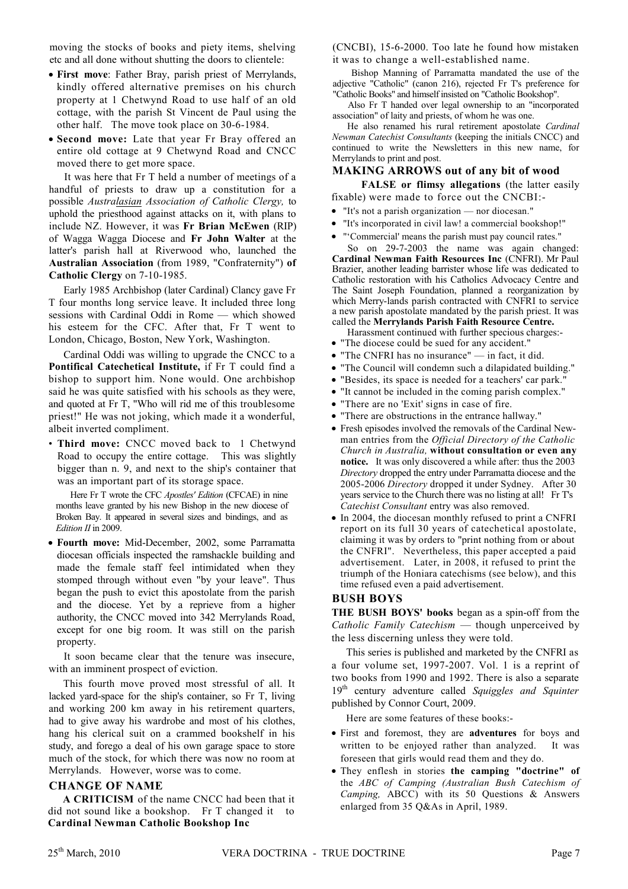moving the stocks of books and piety items, shelving etc and all done without shutting the doors to clientele:

- **First move**: Father Bray, parish priest of Merrylands, kindly offered alternative premises on his church property at 1 Chetwynd Road to use half of an old cottage, with the parish St Vincent de Paul using the other half. The move took place on 30-6-1984.
- **Second move:** Late that year Fr Bray offered an entire old cottage at 9 Chetwynd Road and CNCC moved there to get more space.

It was here that Fr T held a number of meetings of a handful of priests to draw up a constitution for a possible *Austral<u>asian</u> Association of Catholic Clergy,* to uphold the priesthood against attacks on it, with plans to include NZ. However, it was **Fr Brian McEwen** (RIP) of Wagga Wagga Diocese and **Fr John Walter** at the latter's parish hall at Riverwood who, launched the **Australian Association** (from 1989, "Confraternity") **of Catholic Clergy** on 7-10-1985.

Early 1985 Archbishop (later Cardinal) Clancy gave Fr T four months long service leave. It included three long sessions with Cardinal Oddi in Rome — which showed his esteem for the CFC. After that, Fr T went to London, Chicago, Boston, New York, Washington.

Cardinal Oddi was willing to upgrade the CNCC to a **Pontifical Catechetical Institute,** if Fr T could find a bishop to support him. None would. One archbishop said he was quite satisfied with his schools as they were, and quoted at Fr T, "Who will rid me of this troublesome priest!" He was not joking, which made it a wonderful, albeit inverted compliment.

- **Third move:** CNCC moved back to 1 Chetwynd Road to occupy the entire cottage. This was slightly bigger than n. 9, and next to the ship's container that was an important part of its storage space.

  Here Fr T wrote the CFC *Apostles' Edition* (CFCAE) in nine months leave granted by his new Bishop in the new diocese of Broken Bay. It appeared in several sizes and bindings, and as *Edition II* in 2009.

- **Fourth move:** Mid-December, 2002, some Parramatta diocesan officials inspected the ramshackle building and made the female staff feel intimidated when they stomped through without even "by your leave". Thus began the push to evict this apostolate from the parish and the diocese. Yet by a reprieve from a higher authority, the CNCC moved into 342 Merrylands Road, except for one big room. It was still on the parish property.

It soon became clear that the tenure was insecure, with an imminent prospect of eviction.

This fourth move proved most stressful of all. It lacked yard-space for the ship's container, so Fr T, living and working 200 km away in his retirement quarters, had to give away his wardrobe and most of his clothes, hang his clerical suit on a crammed bookshelf in his study, and forego a deal of his own garage space to store much of the stock, for which there was now no room at Merrylands. However, worse was to come.

## CHANGE OF NAME

**A CRITICISM** of the name CNCC had been that it did not sound like a bookshop. Fr T changed it to **Cardinal Newman Catholic Bookshop Inc** (CNCBI), 15-6-2000. Too late he found how mistaken it was to change a well-established name.

Bishop Manning of Parramatta mandated the use of the adjective "Catholic" (canon 216), rejected Fr T's preference for "Catholic Books" and himself insisted on "Catholic Bookshop".

Also Fr T handed over legal ownership to an "incorporated association" of laity and priests, of whom he was one.

He also renamed his rural retirement apostolate *Cardinal Newman Catechist Consultants* (keeping the initials CNCC) and continued to write the Newsletters in this new name, for Merrylands to print and post.

## MAKING ARROWS out of any bit of wood

**FALSE or flimsy allegations** (the latter easily fixable) were made to force out the CNCBI:-

- "It's not a parish organization — nor diocesan."
- "It's incorporated in civil law! a commercial bookshop!"
- "'Commercial' means the parish must pay council rates."

So on 29-7-2003 the name was again changed: **Cardinal Newman Faith Resources Inc** (CNFRI). Mr Paul Brazier, another leading barrister whose life was dedicated to Catholic restoration with his Catholics Advocacy Centre and The Saint Joseph Foundation, planned a reorganization by which Merry-lands parish contracted with CNFRI to service a new parish apostolate mandated by the parish priest. It was called the **Merrylands Parish Faith Resource Centre.**

Harassment continued with further specious charges:-

- "The diocese could be sued for any accident."
- "The CNFRI has no insurance" — in fact, it did.
- "The Council will condemn such a dilapidated building."
- "Besides, its space is needed for a teachers' car park."
- "It cannot be included in the coming parish complex."
- "There are no 'Exit' signs in case of fire."
- "There are obstructions in the entrance hallway."
- Fresh episodes involved the removals of the Cardinal Newman entries from the *Official Directory of the Catholic Church in Australia,* **without consultation or even any notice.** It was only discovered a while after: thus the 2003 *Directory* dropped the entry under Parramatta diocese and the 2005-2006 *Directory* dropped it under Sydney. After 30 years service to the Church there was no listing at all! Fr T's *Catechist Consultant* entry was also removed.
- In 2004, the diocesan monthly refused to print a CNFRI report on its full 30 years of catechetical apostolate, claiming it was by orders to "print nothing from or about the CNFRI". Nevertheless, this paper accepted a paid advertisement. Later, in 2008, it refused to print the triumph of the Honiara catechisms (see below), and this time refused even a paid advertisement.

## BUSH BOYS

**THE BUSH BOYS' books** began as a spin-off from the *Catholic Family Catechism* — though unperceived by the less discerning unless they were told.

This series is published and marketed by the CNFRI as a four volume set, 1997-2007. Vol. 1 is a reprint of two books from 1990 and 1992. There is also a separate 19th century adventure called *Squiggles and Squinter* published by Connor Court, 2009.

Here are some features of these books:-

- First and foremost, they are **adventures** for boys and written to be enjoyed rather than analyzed. It was foreseen that girls would read them and they do.
- They enflesh in stories **the camping "doctrine" of** the *ABC of Camping (Australian Bush Catechism of Camping,* ABCC) with its 50 Questions & Answers enlarged from 35 Q&As in April, 1989.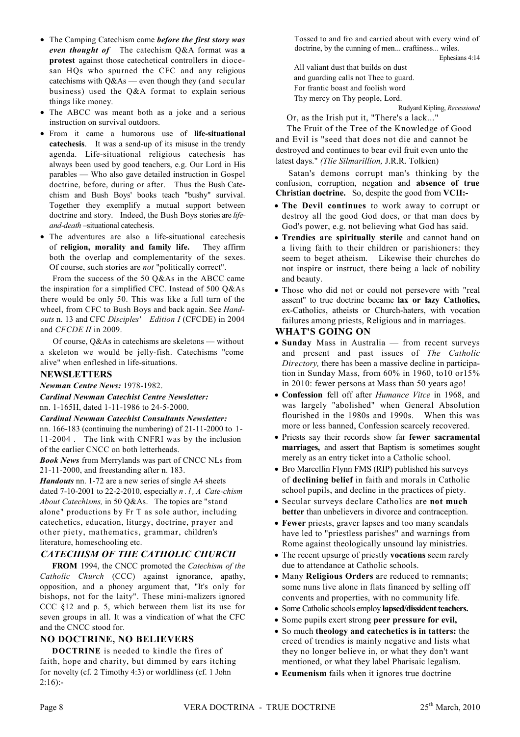- The Camping Catechism came ***before the first story was even thought of*** The catechism Q&A format was **a protest** against those catechetical controllers in diocesan HQs who spurned the CFC and any religious catechisms with Q&As — even though they (and secular business) used the Q&A format to explain serious things like money.
- The ABCC was meant both as a joke and a serious instruction on survival outdoors.
- From it came a humorous use of **life-situational catechesis**. It was a send-up of its misuse in the trendy agenda. Life-situational religious catechesis has always been used by good teachers, e.g. Our Lord in His parables — Who also gave detailed instruction in Gospel doctrine, before, during or after. Thus the Bush Catechism and Bush Boys' books teach "bushy" survival. Together they exemplify a mutual support between doctrine and story. Indeed, the Bush Boys stories are *life-and-death* –situational catechesis.
- The adventures are also a life-situational catechesis of **religion, morality and family life.** They affirm both the overlap and complementarity of the sexes. Of course, such stories are *not* "politically correct".

From the success of the 50 Q&As in the ABCC came the inspiration for a simplified CFC. Instead of 500 Q&As there would be only 50. This was like a full turn of the wheel, from CFC to Bush Boys and back again. See *Handouts* n. 13 and CFC *Disciples' Edition I* (CFCDE) in 2004 and *CFCDE II* in 2009.

Of course, Q&As in catechisms are skeletons — without a skeleton we would be jelly-fish. Catechisms "come alive" when enfleshed in life-situations.

## NEWSLETTERS

***Newman Centre News:*** 1978-1982.

***Cardinal Newman Catechist Centre Newsletter:*** nn. 1-165H, dated 1-11-1986 to 24-5-2000.

***Cardinal Newman Catechist Consultants Newsletter:*** nn. 166-183 (continuing the numbering) of 21-11-2000 to 1-11-2004 . The link with CNFRI was by the inclusion of the earlier CNCC on both letterheads.

***Book News*** from Merrylands was part of CNCC NLs from 21-11-2000, and freestanding after n. 183.

***Handouts*** nn. 1-72 are a new series of single A4 sheets dated 7-10-2001 to 22-2-2010, especially *n . l , A Cate-chism About Catechisms,* in 50 Q&As. The topics are "stand alone" productions by Fr T as sole author, including catechetics, education, liturgy, doctrine, prayer and other piety, mathematics, grammar, children's literature, homeschooling etc.

## *CATECHISM OF THE CATHOLIC CHURCH*

**FROM** 1994, the CNCC promoted the *Catechism of the Catholic Church* (CCC) against ignorance, apathy, opposition, and a phoney argument that, "It's only for bishops, not for the laity". These mini-malizers ignored CCC §12 and p. 5, which between them list its use for seven groups in all. It was a vindication of what the CFC and the CNCC stood for.

## NO DOCTRINE, NO BELIEVERS

**DOCTRINE** is needed to kindle the fires of faith, hope and charity, but dimmed by ears itching for novelty (cf. 2 Timothy 4:3) or worldliness (cf. 1 John 2:16):-

> Tossed to and fro and carried about with every wind of doctrine, by the cunning of men... craftiness... wiles.
>
> Ephesians 4:14

> All valiant dust that builds on dust
> and guarding calls not Thee to guard.
> For frantic boast and foolish word
> Thy mercy on Thy people, Lord.
>
> Rudyard Kipling, *Recessional*

Or, as the Irish put it, "There's a lack..."

The Fruit of the Tree of the Knowledge of Good and Evil is "seed that does not die and cannot be destroyed and continues to bear evil fruit even unto the latest days." *(Tlie Silmarillion,* J.R.R. Tolkien)

Satan's demons corrupt man's thinking by the confusion, corruption, negation and **absence of true Christian doctrine.** So, despite the good from **VCII:-**

- **The Devil continues** to work away to corrupt or destroy all the good God does, or that man does by God's power, e.g. not believing what God has said.
- **Trendies are spiritually sterile** and cannot hand on a living faith to their children or parishioners: they seem to beget atheism. Likewise their churches do not inspire or instruct, there being a lack of nobility and beauty.
- Those who did not or could not persevere with "real assent" to true doctrine became **lax or lazy Catholics,** ex-Catholics, atheists or Church-haters, with vocation failures among priests, Religious and in marriages.

## WHAT'S GOING ON

- **Sunday** Mass in Australia — from recent surveys and present and past issues of *The Catholic Directory,* there has been a massive decline in participation in Sunday Mass, from 60% in 1960, to10 or15% in 2010: fewer persons at Mass than 50 years ago!
- **Confession** fell off after *Humance Vitce* in 1968, and was largely "abolished" when General Absolution flourished in the 1980s and 1990s. When this was more or less banned, Confession scarcely recovered.
- Priests say their records show far **fewer sacramental marriages,** and assert that Baptism is sometimes sought merely as an entry ticket into a Catholic school.
- Bro Marcellin Flynn FMS (RIP) published his surveys of **declining belief** in faith and morals in Catholic school pupils, and decline in the practices of piety.
- Secular surveys declare Catholics are **not much better** than unbelievers in divorce and contraception.
- **Fewer** priests, graver lapses and too many scandals have led to "priestless parishes" and warnings from Rome against theologically unsound lay ministries.
- The recent upsurge of priestly **vocations** seem rarely due to attendance at Catholic schools.
- Many **Religious Orders** are reduced to remnants; some nuns live alone in flats financed by selling off convents and properties, with no community life.
- Some Catholic schools employ **lapsed/dissident teachers.**
- Some pupils exert strong **peer pressure for evil,**
- So much **theology and catechetics is in tatters:** the creed of trendies is mainly negative and lists what they no longer believe in, or what they don't want mentioned, or what they label Pharisaic legalism.
- **Ecumenism** fails when it ignores true doctrine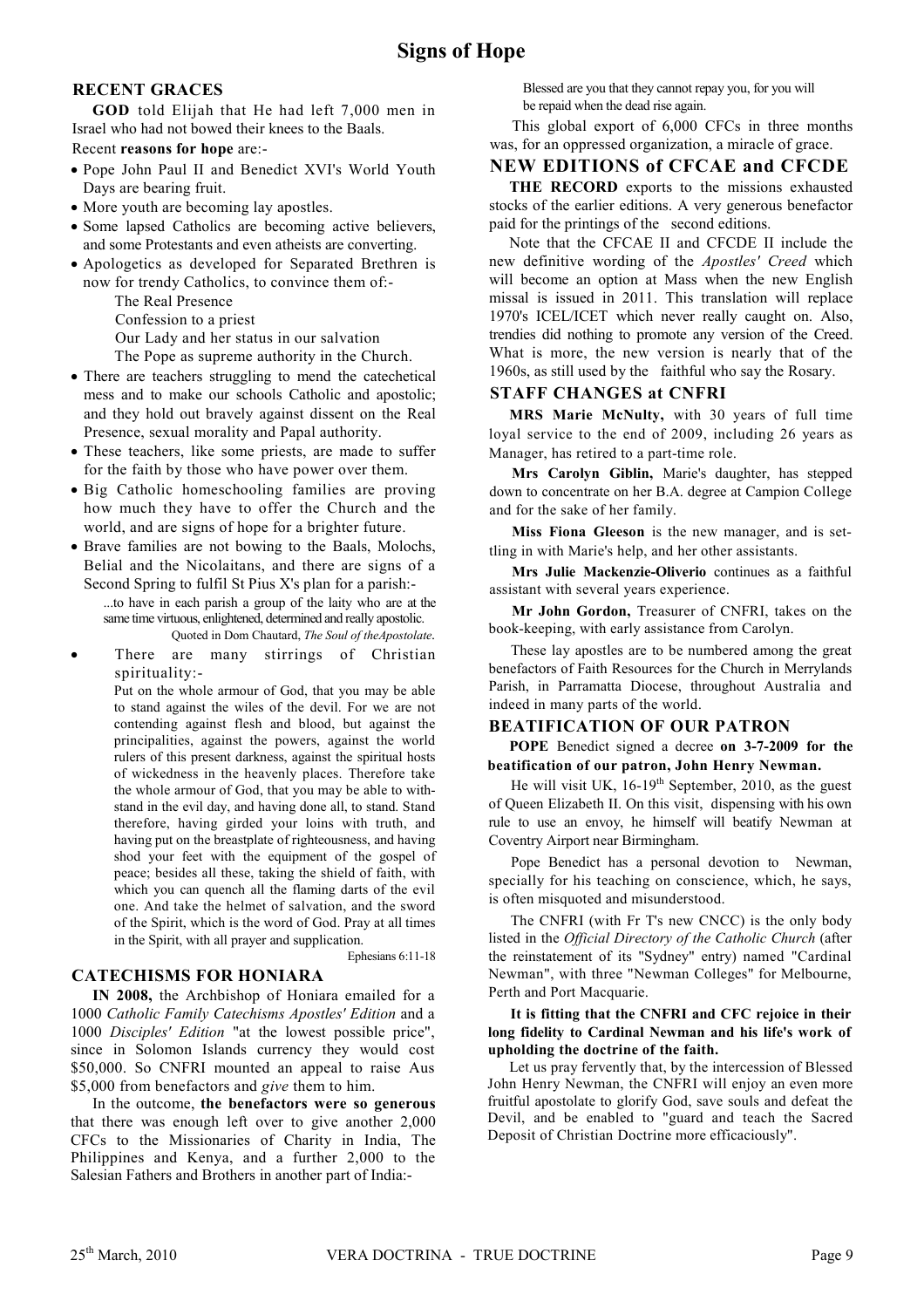# Signs of Hope

## RECENT GRACES

**GOD** told Elijah that He had left 7,000 men in Israel who had not bowed their knees to the Baals.

Recent **reasons for hope** are:-

- Pope John Paul II and Benedict XVI's World Youth Days are bearing fruit.
- More youth are becoming lay apostles.
- Some lapsed Catholics are becoming active believers, and some Protestants and even atheists are converting.
- Apologetics as developed for Separated Brethren is now for trendy Catholics, to convince them of:-

  The Real Presence
  Confession to a priest
  Our Lady and her status in our salvation
  The Pope as supreme authority in the Church.
- There are teachers struggling to mend the catechetical mess and to make our schools Catholic and apostolic; and they hold out bravely against dissent on the Real Presence, sexual morality and Papal authority.
- These teachers, like some priests, are made to suffer for the faith by those who have power over them.
- Big Catholic homeschooling families are proving how much they have to offer the Church and the world, and are signs of hope for a brighter future.
- Brave families are not bowing to the Baals, Molochs, Belial and the Nicolaitans, and there are signs of a Second Spring to fulfil St Pius X's plan for a parish:-

  ...to have in each parish a group of the laity who are at the same time virtuous, enlightened, determined and really apostolic.

  Quoted in Dom Chautard, *The Soul of theApostolate*.
- There are many stirrings of Christian spirituality:-

  Put on the whole armour of God, that you may be able to stand against the wiles of the devil. For we are not contending against flesh and blood, but against the principalities, against the powers, against the world rulers of this present darkness, against the spiritual hosts of wickedness in the heavenly places. Therefore take the whole armour of God, that you may be able to withstand in the evil day, and having done all, to stand. Stand therefore, having girded your loins with truth, and having put on the breastplate of righteousness, and having shod your feet with the equipment of the gospel of peace; besides all these, taking the shield of faith, with which you can quench all the flaming darts of the evil one. And take the helmet of salvation, and the sword of the Spirit, which is the word of God. Pray at all times in the Spirit, with all prayer and supplication.

  Ephesians 6:11-18

## CATECHISMS FOR HONIARA

**IN 2008,** the Archbishop of Honiara emailed for a 1000 *Catholic Family Catechisms Apostles' Edition* and a 1000 *Disciples' Edition* "at the lowest possible price", since in Solomon Islands currency they would cost \$50,000. So CNFRI mounted an appeal to raise Aus \$5,000 from benefactors and *give* them to him.

In the outcome, **the benefactors were so generous** that there was enough left over to give another 2,000 CFCs to the Missionaries of Charity in India, The Philippines and Kenya, and a further 2,000 to the Salesian Fathers and Brothers in another part of India:-

Blessed are you that they cannot repay you, for you will be repaid when the dead rise again.

This global export of 6,000 CFCs in three months was, for an oppressed organization, a miracle of grace.

## NEW EDITIONS of CFCAE and CFCDE

**THE RECORD** exports to the missions exhausted stocks of the earlier editions. A very generous benefactor paid for the printings of the second editions.

Note that the CFCAE II and CFCDE II include the new definitive wording of the *Apostles' Creed* which will become an option at Mass when the new English missal is issued in 2011. This translation will replace 1970's ICEL/ICET which never really caught on. Also, trendies did nothing to promote any version of the Creed. What is more, the new version is nearly that of the 1960s, as still used by the faithful who say the Rosary.

## STAFF CHANGES at CNFRI

**MRS Marie McNulty,** with 30 years of full time loyal service to the end of 2009, including 26 years as Manager, has retired to a part-time role.

**Mrs Carolyn Giblin,** Marie's daughter, has stepped down to concentrate on her B.A. degree at Campion College and for the sake of her family.

**Miss Fiona Gleeson** is the new manager, and is settling in with Marie's help, and her other assistants.

**Mrs Julie Mackenzie-Oliverio** continues as a faithful assistant with several years experience.

**Mr John Gordon,** Treasurer of CNFRI, takes on the book-keeping, with early assistance from Carolyn.

These lay apostles are to be numbered among the great benefactors of Faith Resources for the Church in Merrylands Parish, in Parramatta Diocese, throughout Australia and indeed in many parts of the world.

## BEATIFICATION OF OUR PATRON

**POPE** Benedict signed a decree **on 3-7-2009 for the beatification of our patron, John Henry Newman.**

He will visit UK, 16-19th September, 2010, as the guest of Queen Elizabeth II. On this visit, dispensing with his own rule to use an envoy, he himself will beatify Newman at Coventry Airport near Birmingham.

Pope Benedict has a personal devotion to Newman, specially for his teaching on conscience, which, he says, is often misquoted and misunderstood.

The CNFRI (with Fr T's new CNCC) is the only body listed in the *Official Directory of the Catholic Church* (after the reinstatement of its "Sydney" entry) named "Cardinal Newman", with three "Newman Colleges" for Melbourne, Perth and Port Macquarie.

**It is fitting that the CNFRI and CFC rejoice in their long fidelity to Cardinal Newman and his life's work of upholding the doctrine of the faith.**

Let us pray fervently that, by the intercession of Blessed John Henry Newman, the CNFRI will enjoy an even more fruitful apostolate to glorify God, save souls and defeat the Devil, and be enabled to "guard and teach the Sacred Deposit of Christian Doctrine more efficaciously".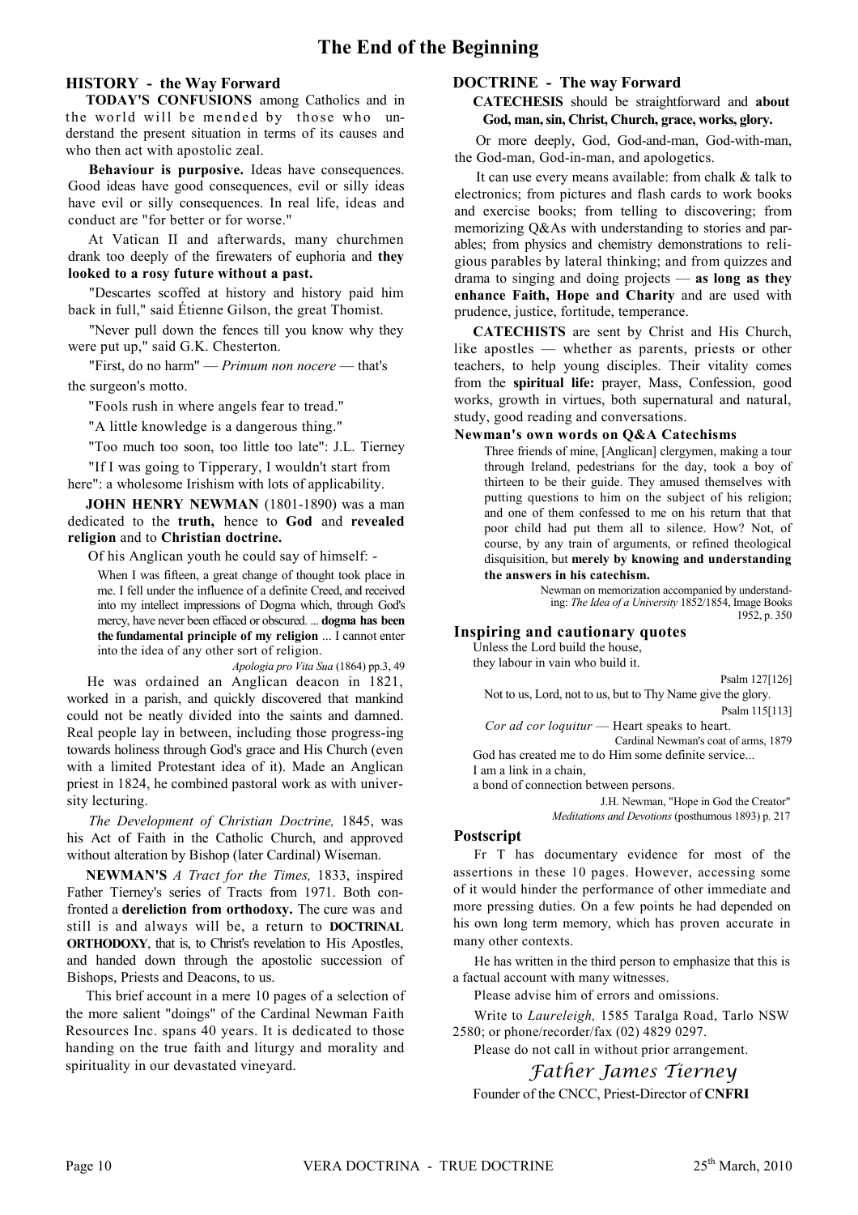# The End of the Beginning

## HISTORY - the Way Forward

**TODAY'S CONFUSIONS** among Catholics and in the world will be mended by those who understand the present situation in terms of its causes and who then act with apostolic zeal.

**Behaviour is purposive.** Ideas have consequences. Good ideas have good consequences, evil or silly ideas have evil or silly consequences. In real life, ideas and conduct are "for better or for worse."

At Vatican II and afterwards, many churchmen drank too deeply of the firewaters of euphoria and **they looked to a rosy future without a past.**

"Descartes scoffed at history and history paid him back in full," said Étienne Gilson, the great Thomist.

"Never pull down the fences till you know why they were put up," said G.K. Chesterton.

"First, do no harm" — *Primum non nocere* — that's the surgeon's motto.

"Fools rush in where angels fear to tread."

"A little knowledge is a dangerous thing."

"Too much too soon, too little too late": J.L. Tierney

"If I was going to Tipperary, I wouldn't start from here": a wholesome Irishism with lots of applicability.

**JOHN HENRY NEWMAN** (1801-1890) was a man dedicated to the **truth,** hence to **God** and **revealed religion** and to **Christian doctrine.**

Of his Anglican youth he could say of himself: -

> When I was fifteen, a great change of thought took place in me. I fell under the influence of a definite Creed, and received into my intellect impressions of Dogma which, through God's mercy, have never been effaced or obscured. ... **dogma has been the fundamental principle of my religion** ... I cannot enter into the idea of any other sort of religion.
>
> *Apologia pro Vita Sua* (1864) pp.3, 49

He was ordained an Anglican deacon in 1821, worked in a parish, and quickly discovered that mankind could not be neatly divided into the saints and damned. Real people lay in between, including those progress-ing towards holiness through God's grace and His Church (even with a limited Protestant idea of it). Made an Anglican priest in 1824, he combined pastoral work as with university lecturing.

*The Development of Christian Doctrine,* 1845, was his Act of Faith in the Catholic Church, and approved without alteration by Bishop (later Cardinal) Wiseman.

**NEWMAN'S** *A Tract for the Times,* 1833, inspired Father Tierney's series of Tracts from 1971. Both confronted a **dereliction from orthodoxy.** The cure was and still is and always will be, a return to **DOCTRINAL ORTHODOXY**, that is, to Christ's revelation to His Apostles, and handed down through the apostolic succession of Bishops, Priests and Deacons, to us.

This brief account in a mere 10 pages of a selection of the more salient "doings" of the Cardinal Newman Faith Resources Inc. spans 40 years. It is dedicated to those handing on the true faith and liturgy and morality and spirituality in our devastated vineyard.

## DOCTRINE - The way Forward

**CATECHESIS** should be straightforward and **about God, man, sin, Christ, Church, grace, works, glory.**

Or more deeply, God, God-and-man, God-with-man, the God-man, God-in-man, and apologetics.

It can use every means available: from chalk & talk to electronics; from pictures and flash cards to work books and exercise books; from telling to discovering; from memorizing Q&As with understanding to stories and parables; from physics and chemistry demonstrations to religious parables by lateral thinking; and from quizzes and drama to singing and doing projects — **as long as they enhance Faith, Hope and Charity** and are used with prudence, justice, fortitude, temperance.

**CATECHISTS** are sent by Christ and His Church, like apostles — whether as parents, priests or other teachers, to help young disciples. Their vitality comes from the **spiritual life:** prayer, Mass, Confession, good works, growth in virtues, both supernatural and natural, study, good reading and conversations.

### Newman's own words on Q&A Catechisms

> Three friends of mine, [Anglican] clergymen, making a tour through Ireland, pedestrians for the day, took a boy of thirteen to be their guide. They amused themselves with putting questions to him on the subject of his religion; and one of them confessed to me on his return that that poor child had put them all to silence. How? Not, of course, by any train of arguments, or refined theological disquisition, but **merely by knowing and understanding the answers in his catechism.**
>
> Newman on memorization accompanied by understanding: *The Idea of a University* 1852/1854, Image Books 1952, p. 350

### Inspiring and cautionary quotes

Unless the Lord build the house,
they labour in vain who build it.

Psalm 127[126]

Not to us, Lord, not to us, but to Thy Name give the glory.

Psalm 115[113]

*Cor ad cor loquitur* — Heart speaks to heart.

Cardinal Newman's coat of arms, 1879

God has created me to do Him some definite service...
I am a link in a chain,
a bond of connection between persons.

J.H. Newman, "Hope in God the Creator"
*Meditations and Devotions* (posthumous 1893) p. 217

### Postscript

Fr T has documentary evidence for most of the assertions in these 10 pages. However, accessing some of it would hinder the performance of other immediate and more pressing duties. On a few points he had depended on his own long term memory, which has proven accurate in many other contexts.

He has written in the third person to emphasize that this is a factual account with many witnesses.

Please advise him of errors and omissions.

Write to *Laureleigh,* 1585 Taralga Road, Tarlo NSW 2580; or phone/recorder/fax (02) 4829 0297.

Please do not call in without prior arrangement.

*Father James Tierney*

Founder of the CNCC, Priest-Director of **CNFRI**